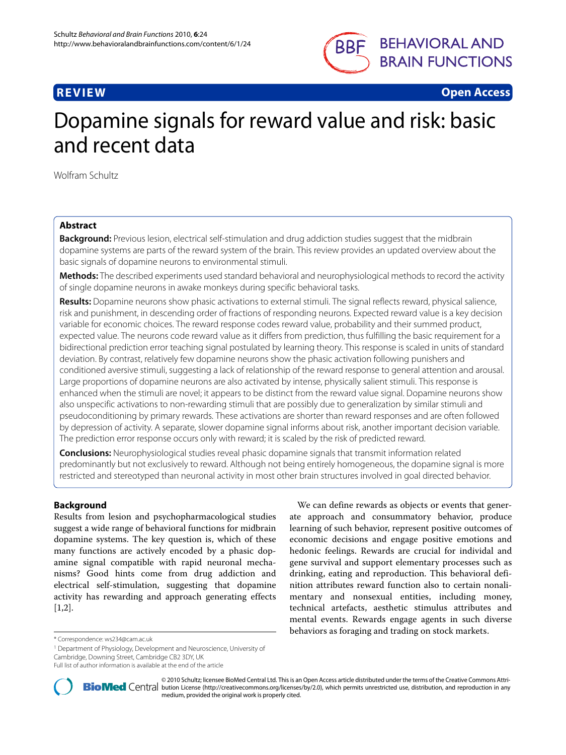**REVIEW** **Open Access**

# Dopamine signals for reward value and risk: basic and recent data

Wolfram Schultz

## Abstract

**Background:** Previous lesion, electrical self-stimulation and drug addiction studies suggest that the midbrain dopamine systems are parts of the reward system of the brain. This review provides an updated overview about the basic signals of dopamine neurons to environmental stimuli.

**Methods:** The described experiments used standard behavioral and neurophysiological methods to record the activity of single dopamine neurons in awake monkeys during specific behavioral tasks.

**Results:** Dopamine neurons show phasic activations to external stimuli. The signal reflects reward, physical salience, risk and punishment, in descending order of fractions of responding neurons. Expected reward value is a key decision variable for economic choices. The reward response codes reward value, probability and their summed product, expected value. The neurons code reward value as it differs from prediction, thus fulfilling the basic requirement for a bidirectional prediction error teaching signal postulated by learning theory. This response is scaled in units of standard deviation. By contrast, relatively few dopamine neurons show the phasic activation following punishers and conditioned aversive stimuli, suggesting a lack of relationship of the reward response to general attention and arousal. Large proportions of dopamine neurons are also activated by intense, physically salient stimuli. This response is enhanced when the stimuli are novel; it appears to be distinct from the reward value signal. Dopamine neurons show also unspecific activations to non-rewarding stimuli that are possibly due to generalization by similar stimuli and pseudoconditioning by primary rewards. These activations are shorter than reward responses and are often followed by depression of activity. A separate, slower dopamine signal informs about risk, another important decision variable. The prediction error response occurs only with reward; it is scaled by the risk of predicted reward.

**Conclusions:** Neurophysiological studies reveal phasic dopamine signals that transmit information related predominantly but not exclusively to reward. Although not being entirely homogeneous, the dopamine signal is more restricted and stereotyped than neuronal activity in most other brain structures involved in goal directed behavior.

## Background

Results from lesion and psychopharmacological studies suggest a wide range of behavioral functions for midbrain dopamine systems. The key question is, which of these many functions are actively encoded by a phasic dopamine signal compatible with rapid neuronal mechanisms? Good hints come from drug addiction and electrical self-stimulation, suggesting that dopamine activity has rewarding and approach generating effects [1,2].

We can define rewards as objects or events that generate approach and consummatory behavior, produce learning of such behavior, represent positive outcomes of economic decisions and engage positive emotions and hedonic feelings. Rewards are crucial for individual and gene survival and support elementary processes such as drinking, eating and reproduction. This behavioral definition attributes reward function also to certain nonalimentary and nonsexual entities, including money, technical artefacts, aesthetic stimulus attributes and mental events. Rewards engage agents in such diverse behaviors as foraging and trading on stock markets.

* Correspondence: ws234@cam.ac.uk

[1] Department of Physiology, Development and Neuroscience, University of Cambridge, Downing Street, Cambridge CB2 3DY, UK

Full list of author information is available at the end of the article

© 2010 Schultz; licensee BioMed Central Ltd. This is an Open Access article distributed under the terms of the Creative Commons Attribution License (http://creativecommons.org/licenses/by/2.0), which permits unrestricted use, distribution, and reproduction in any medium, provided the original work is properly cited.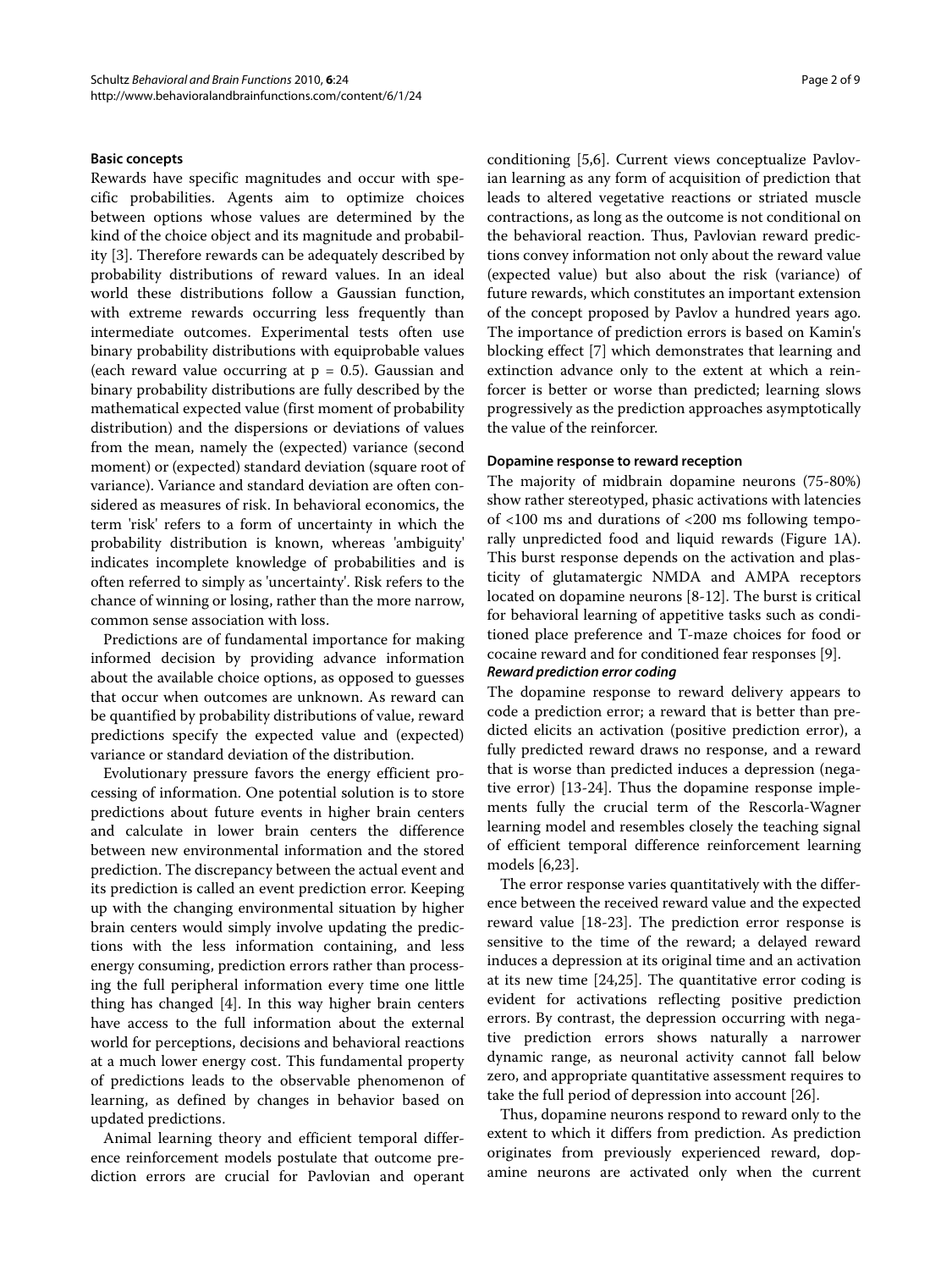### Basic concepts

Rewards have specific magnitudes and occur with specific probabilities. Agents aim to optimize choices between options whose values are determined by the kind of the choice object and its magnitude and probability [3]. Therefore rewards can be adequately described by probability distributions of reward values. In an ideal world these distributions follow a Gaussian function, with extreme rewards occurring less frequently than intermediate outcomes. Experimental tests often use binary probability distributions with equiprobable values (each reward value occurring at $p = 0.5$). Gaussian and binary probability distributions are fully described by the mathematical expected value (first moment of probability distribution) and the dispersions or deviations of values from the mean, namely the (expected) variance (second moment) or (expected) standard deviation (square root of variance). Variance and standard deviation are often considered as measures of risk. In behavioral economics, the term 'risk' refers to a form of uncertainty in which the probability distribution is known, whereas 'ambiguity' indicates incomplete knowledge of probabilities and is often referred to simply as 'uncertainty'. Risk refers to the chance of winning or losing, rather than the more narrow, common sense association with loss.

Predictions are of fundamental importance for making informed decision by providing advance information about the available choice options, as opposed to guesses that occur when outcomes are unknown. As reward can be quantified by probability distributions of value, reward predictions specify the expected value and (expected) variance or standard deviation of the distribution.

Evolutionary pressure favors the energy efficient processing of information. One potential solution is to store predictions about future events in higher brain centers and calculate in lower brain centers the difference between new environmental information and the stored prediction. The discrepancy between the actual event and its prediction is called an event prediction error. Keeping up with the changing environmental situation by higher brain centers would simply involve updating the predictions with the less information containing, and less energy consuming, prediction errors rather than processing the full peripheral information every time one little thing has changed [4]. In this way higher brain centers have access to the full information about the external world for perceptions, decisions and behavioral reactions at a much lower energy cost. This fundamental property of predictions leads to the observable phenomenon of learning, as defined by changes in behavior based on updated predictions.

Animal learning theory and efficient temporal difference reinforcement models postulate that outcome prediction errors are crucial for Pavlovian and operant conditioning [5,6]. Current views conceptualize Pavlovian learning as any form of acquisition of prediction that leads to altered vegetative reactions or striated muscle contractions, as long as the outcome is not conditional on the behavioral reaction. Thus, Pavlovian reward predictions convey information not only about the reward value (expected value) but also about the risk (variance) of future rewards, which constitutes an important extension of the concept proposed by Pavlov a hundred years ago. The importance of prediction errors is based on Kamin's blocking effect [7] which demonstrates that learning and extinction advance only to the extent at which a reinforcer is better or worse than predicted; learning slows progressively as the prediction approaches asymptotically the value of the reinforcer.

### Dopamine response to reward reception

The majority of midbrain dopamine neurons (75-80%) show rather stereotyped, phasic activations with latencies of <100 ms and durations of <200 ms following temporally unpredicted food and liquid rewards (Figure 1A). This burst response depends on the activation and plasticity of glutamatergic NMDA and AMPA receptors located on dopamine neurons [8-12]. The burst is critical for behavioral learning of appetitive tasks such as conditioned place preference and T-maze choices for food or cocaine reward and for conditioned fear responses [9].

#### *Reward prediction error coding*

The dopamine response to reward delivery appears to code a prediction error; a reward that is better than predicted elicits an activation (positive prediction error), a fully predicted reward draws no response, and a reward that is worse than predicted induces a depression (negative error) [13-24]. Thus the dopamine response implements fully the crucial term of the Rescorla-Wagner learning model and resembles closely the teaching signal of efficient temporal difference reinforcement learning models [6,23].

The error response varies quantitatively with the difference between the received reward value and the expected reward value [18-23]. The prediction error response is sensitive to the time of the reward; a delayed reward induces a depression at its original time and an activation at its new time [24,25]. The quantitative error coding is evident for activations reflecting positive prediction errors. By contrast, the depression occurring with negative prediction errors shows naturally a narrower dynamic range, as neuronal activity cannot fall below zero, and appropriate quantitative assessment requires to take the full period of depression into account [26].

Thus, dopamine neurons respond to reward only to the extent to which it differs from prediction. As prediction originates from previously experienced reward, dopamine neurons are activated only when the current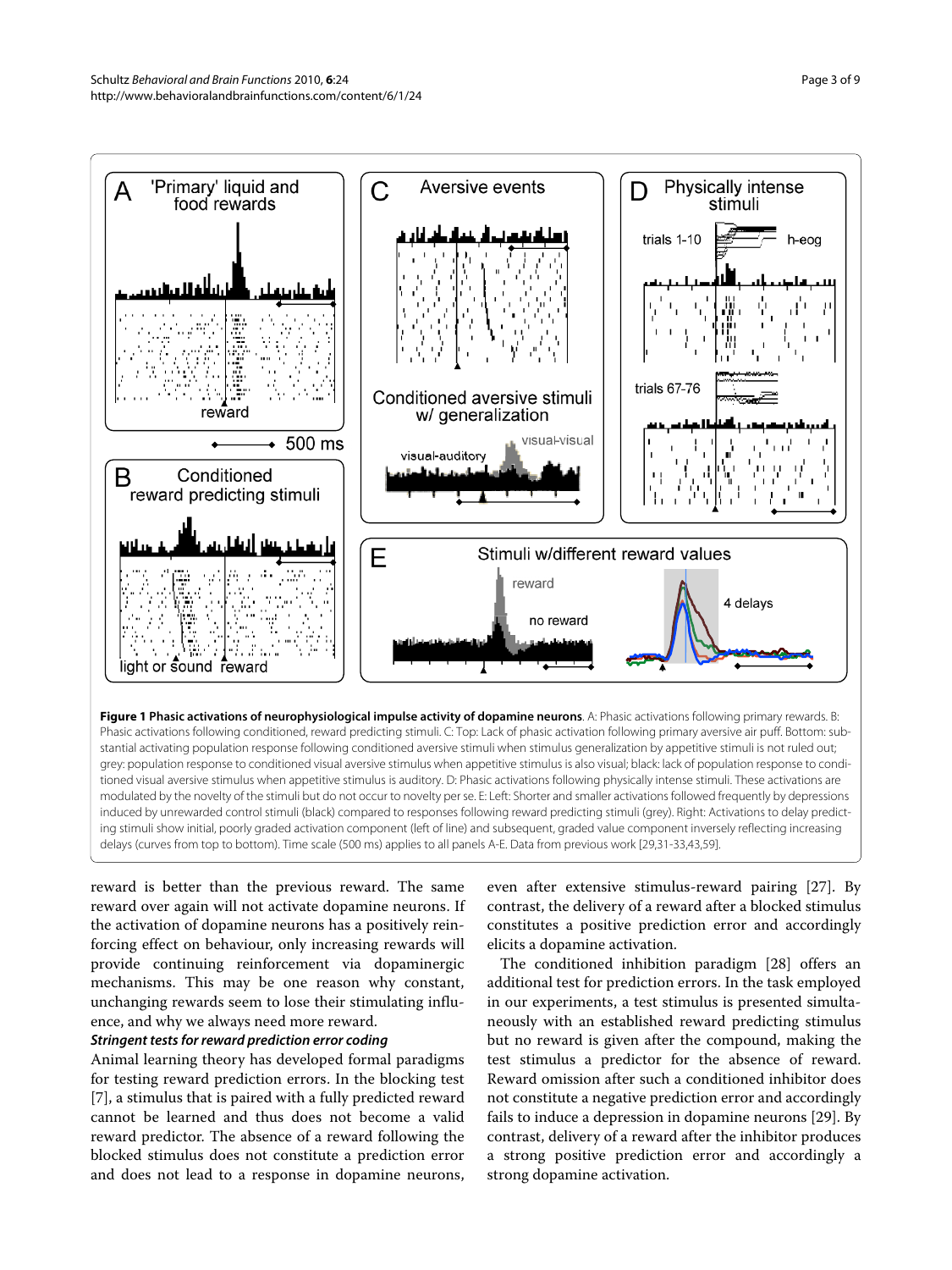**Figure 1 Phasic activations of neurophysiological impulse activity of dopamine neurons**. A: Phasic activations following primary rewards. B: Phasic activations following conditioned, reward predicting stimuli. C: Top: Lack of phasic activation following primary aversive air puff. Bottom: substantial activating population response following conditioned aversive stimuli when stimulus generalization by appetitive stimuli is not ruled out; grey: population response to conditioned visual aversive stimulus when appetitive stimulus is also visual; black: lack of population response to conditioned visual aversive stimulus when appetitive stimulus is auditory. D: Phasic activations following physically intense stimuli. These activations are modulated by the novelty of the stimuli but do not occur to novelty per se. E: Left: Shorter and smaller activations followed frequently by depressions induced by unrewarded control stimuli (black) compared to responses following reward predicting stimuli (grey). Right: Activations to delay predicting stimuli show initial, poorly graded activation component (left of line) and subsequent, graded value component inversely reflecting increasing delays (curves from top to bottom). Time scale (500 ms) applies to all panels A-E. Data from previous work [29,31-33,43,59].

reward is better than the previous reward. The same reward over again will not activate dopamine neurons. If the activation of dopamine neurons has a positively reinforcing effect on behaviour, only increasing rewards will provide continuing reinforcement via dopaminergic mechanisms. This may be one reason why constant, unchanging rewards seem to lose their stimulating influence, and why we always need more reward.

### *Stringent tests for reward prediction error coding*

Animal learning theory has developed formal paradigms for testing reward prediction errors. In the blocking test [7], a stimulus that is paired with a fully predicted reward cannot be learned and thus does not become a valid reward predictor. The absence of a reward following the blocked stimulus does not constitute a prediction error and does not lead to a response in dopamine neurons, even after extensive stimulus-reward pairing [27]. By contrast, the delivery of a reward after a blocked stimulus constitutes a positive prediction error and accordingly elicits a dopamine activation.

The conditioned inhibition paradigm [28] offers an additional test for prediction errors. In the task employed in our experiments, a test stimulus is presented simultaneously with an established reward predicting stimulus but no reward is given after the compound, making the test stimulus a predictor for the absence of reward. Reward omission after such a conditioned inhibitor does not constitute a negative prediction error and accordingly fails to induce a depression in dopamine neurons [29]. By contrast, delivery of a reward after the inhibitor produces a strong positive prediction error and accordingly a strong dopamine activation.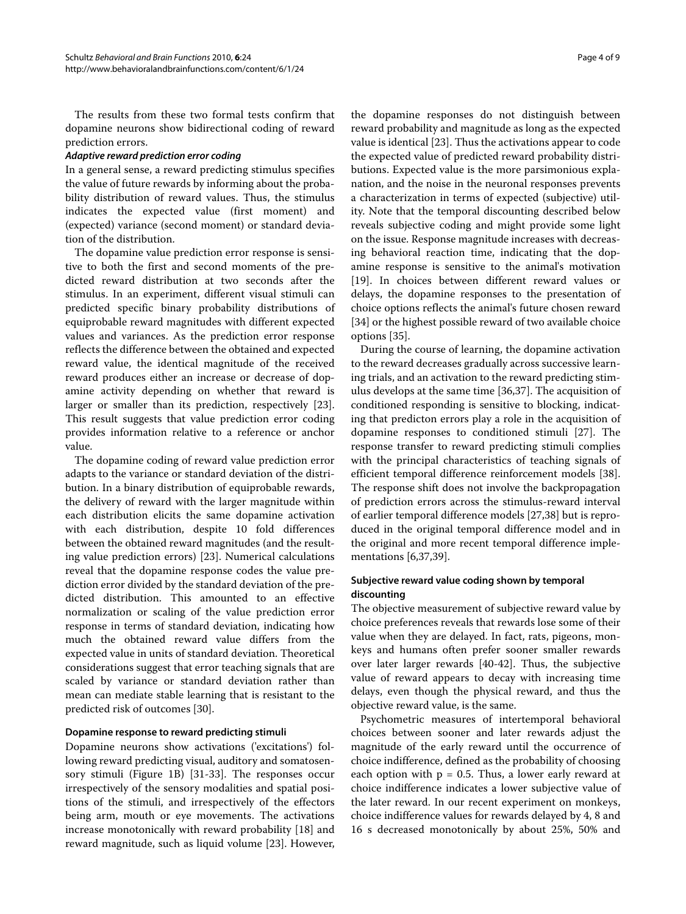The results from these two formal tests confirm that dopamine neurons show bidirectional coding of reward prediction errors.

#### *Adaptive reward prediction error coding*

In a general sense, a reward predicting stimulus specifies the value of future rewards by informing about the probability distribution of reward values. Thus, the stimulus indicates the expected value (first moment) and (expected) variance (second moment) or standard deviation of the distribution.

The dopamine value prediction error response is sensitive to both the first and second moments of the predicted reward distribution at two seconds after the stimulus. In an experiment, different visual stimuli can predicted specific binary probability distributions of equiprobable reward magnitudes with different expected values and variances. As the prediction error response reflects the difference between the obtained and expected reward value, the identical magnitude of the received reward produces either an increase or decrease of dopamine activity depending on whether that reward is larger or smaller than its prediction, respectively [23]. This result suggests that value prediction error coding provides information relative to a reference or anchor value.

The dopamine coding of reward value prediction error adapts to the variance or standard deviation of the distribution. In a binary distribution of equiprobable rewards, the delivery of reward with the larger magnitude within each distribution elicits the same dopamine activation with each distribution, despite 10 fold differences between the obtained reward magnitudes (and the resulting value prediction errors) [23]. Numerical calculations reveal that the dopamine response codes the value prediction error divided by the standard deviation of the predicted distribution. This amounted to an effective normalization or scaling of the value prediction error response in terms of standard deviation, indicating how much the obtained reward value differs from the expected value in units of standard deviation. Theoretical considerations suggest that error teaching signals that are scaled by variance or standard deviation rather than mean can mediate stable learning that is resistant to the predicted risk of outcomes [30].

### Dopamine response to reward predicting stimuli

Dopamine neurons show activations ('excitations') following reward predicting visual, auditory and somatosensory stimuli (Figure 1B) [31-33]. The responses occur irrespectively of the sensory modalities and spatial positions of the stimuli, and irrespectively of the effectors being arm, mouth or eye movements. The activations increase monotonically with reward probability [18] and reward magnitude, such as liquid volume [23]. However, the dopamine responses do not distinguish between reward probability and magnitude as long as the expected value is identical [23]. Thus the activations appear to code the expected value of predicted reward probability distributions. Expected value is the more parsimonious explanation, and the noise in the neuronal responses prevents a characterization in terms of expected (subjective) utility. Note that the temporal discounting described below reveals subjective coding and might provide some light on the issue. Response magnitude increases with decreasing behavioral reaction time, indicating that the dopamine response is sensitive to the animal's motivation [19]. In choices between different reward values or delays, the dopamine responses to the presentation of choice options reflects the animal's future chosen reward [34] or the highest possible reward of two available choice options [35].

During the course of learning, the dopamine activation to the reward decreases gradually across successive learning trials, and an activation to the reward predicting stimulus develops at the same time [36,37]. The acquisition of conditioned responding is sensitive to blocking, indicating that predicton errors play a role in the acquisition of dopamine responses to conditioned stimuli [27]. The response transfer to reward predicting stimuli complies with the principal characteristics of teaching signals of efficient temporal difference reinforcement models [38]. The response shift does not involve the backpropagation of prediction errors across the stimulus-reward interval of earlier temporal difference models [27,38] but is reproduced in the original temporal difference model and in the original and more recent temporal difference implementations [6,37,39].

### Subjective reward value coding shown by temporal discounting

The objective measurement of subjective reward value by choice preferences reveals that rewards lose some of their value when they are delayed. In fact, rats, pigeons, monkeys and humans often prefer sooner smaller rewards over later larger rewards [40-42]. Thus, the subjective value of reward appears to decay with increasing time delays, even though the physical reward, and thus the objective reward value, is the same.

Psychometric measures of intertemporal behavioral choices between sooner and later rewards adjust the magnitude of the early reward until the occurrence of choice indifference, defined as the probability of choosing each option with $p = 0.5$. Thus, a lower early reward at choice indifference indicates a lower subjective value of the later reward. In our recent experiment on monkeys, choice indifference values for rewards delayed by 4, 8 and 16 s decreased monotonically by about 25%, 50% and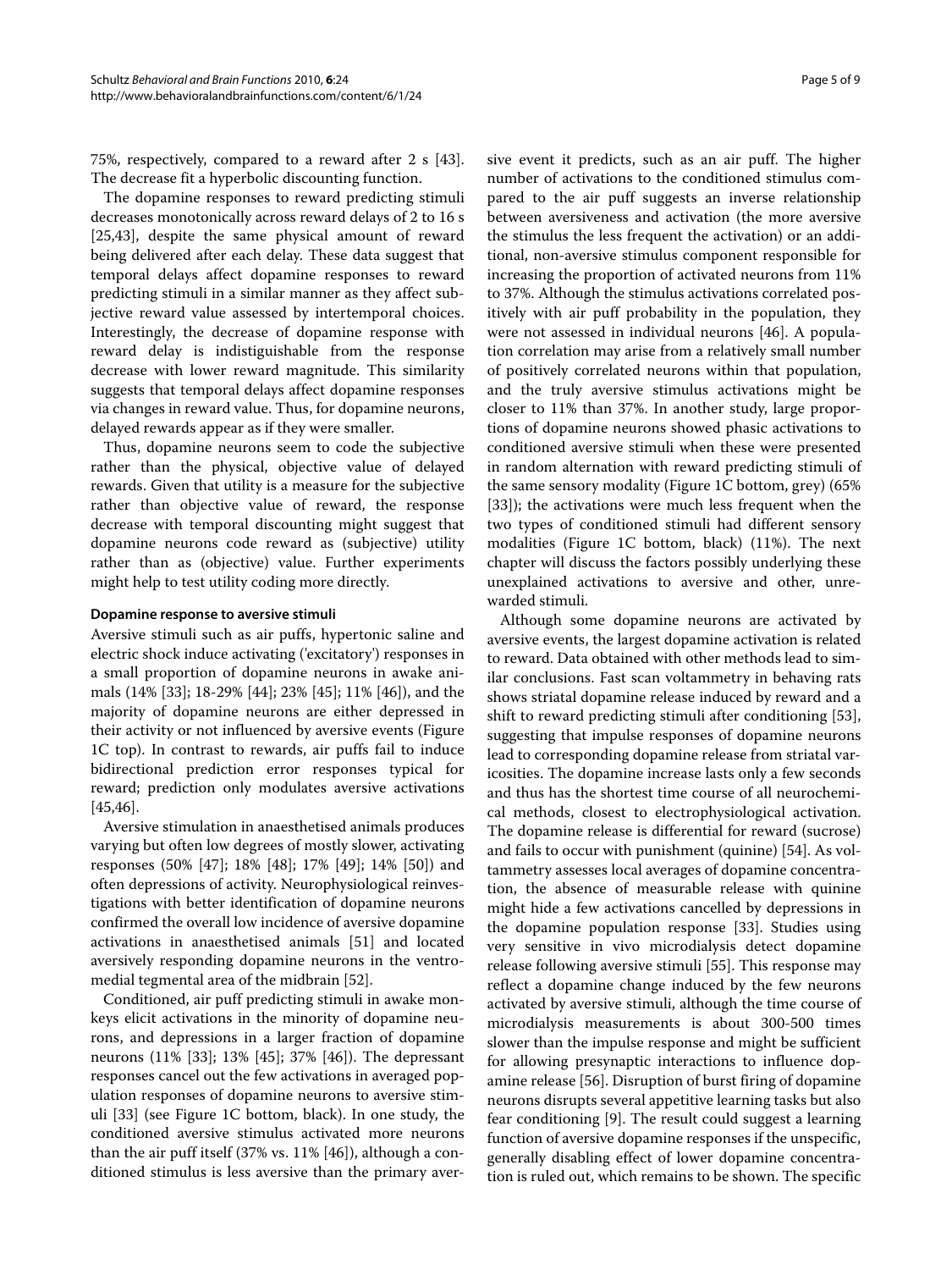75%, respectively, compared to a reward after 2 s [43]. The decrease fit a hyperbolic discounting function.

The dopamine responses to reward predicting stimuli decreases monotonically across reward delays of 2 to 16 s [25,43], despite the same physical amount of reward being delivered after each delay. These data suggest that temporal delays affect dopamine responses to reward predicting stimuli in a similar manner as they affect subjective reward value assessed by intertemporal choices. Interestingly, the decrease of dopamine response with reward delay is indistiguishable from the response decrease with lower reward magnitude. This similarity suggests that temporal delays affect dopamine responses via changes in reward value. Thus, for dopamine neurons, delayed rewards appear as if they were smaller.

Thus, dopamine neurons seem to code the subjective rather than the physical, objective value of delayed rewards. Given that utility is a measure for the subjective rather than objective value of reward, the response decrease with temporal discounting might suggest that dopamine neurons code reward as (subjective) utility rather than as (objective) value. Further experiments might help to test utility coding more directly.

#### Dopamine response to aversive stimuli

Aversive stimuli such as air puffs, hypertonic saline and electric shock induce activating ('excitatory') responses in a small proportion of dopamine neurons in awake animals (14% [33]; 18-29% [44]; 23% [45]; 11% [46]), and the majority of dopamine neurons are either depressed in their activity or not influenced by aversive events (Figure 1C top). In contrast to rewards, air puffs fail to induce bidirectional prediction error responses typical for reward; prediction only modulates aversive activations [45,46].

Aversive stimulation in anaesthetised animals produces varying but often low degrees of mostly slower, activating responses (50% [47]; 18% [48]; 17% [49]; 14% [50]) and often depressions of activity. Neurophysiological reinvestigations with better identification of dopamine neurons confirmed the overall low incidence of aversive dopamine activations in anaesthetised animals [51] and located aversively responding dopamine neurons in the ventromedial tegmental area of the midbrain [52].

Conditioned, air puff predicting stimuli in awake monkeys elicit activations in the minority of dopamine neurons, and depressions in a larger fraction of dopamine neurons (11% [33]; 13% [45]; 37% [46]). The depressant responses cancel out the few activations in averaged population responses of dopamine neurons to aversive stimuli [33] (see Figure 1C bottom, black). In one study, the conditioned aversive stimulus activated more neurons than the air puff itself (37% vs. 11% [46]), although a conditioned stimulus is less aversive than the primary aversive event it predicts, such as an air puff. The higher number of activations to the conditioned stimulus compared to the air puff suggests an inverse relationship between aversiveness and activation (the more aversive the stimulus the less frequent the activation) or an additional, non-aversive stimulus component responsible for increasing the proportion of activated neurons from 11% to 37%. Although the stimulus activations correlated positively with air puff probability in the population, they were not assessed in individual neurons [46]. A population correlation may arise from a relatively small number of positively correlated neurons within that population, and the truly aversive stimulus activations might be closer to 11% than 37%. In another study, large proportions of dopamine neurons showed phasic activations to conditioned aversive stimuli when these were presented in random alternation with reward predicting stimuli of the same sensory modality (Figure 1C bottom, grey) (65% [33]); the activations were much less frequent when the two types of conditioned stimuli had different sensory modalities (Figure 1C bottom, black) (11%). The next chapter will discuss the factors possibly underlying these unexplained activations to aversive and other, unrewarded stimuli.

Although some dopamine neurons are activated by aversive events, the largest dopamine activation is related to reward. Data obtained with other methods lead to similar conclusions. Fast scan voltammetry in behaving rats shows striatal dopamine release induced by reward and a shift to reward predicting stimuli after conditioning [53], suggesting that impulse responses of dopamine neurons lead to corresponding dopamine release from striatal varicosities. The dopamine increase lasts only a few seconds and thus has the shortest time course of all neurochemical methods, closest to electrophysiological activation. The dopamine release is differential for reward (sucrose) and fails to occur with punishment (quinine) [54]. As voltammetry assesses local averages of dopamine concentration, the absence of measurable release with quinine might hide a few activations cancelled by depressions in the dopamine population response [33]. Studies using very sensitive in vivo microdialysis detect dopamine release following aversive stimuli [55]. This response may reflect a dopamine change induced by the few neurons activated by aversive stimuli, although the time course of microdialysis measurements is about 300-500 times slower than the impulse response and might be sufficient for allowing presynaptic interactions to influence dopamine release [56]. Disruption of burst firing of dopamine neurons disrupts several appetitive learning tasks but also fear conditioning [9]. The result could suggest a learning function of aversive dopamine responses if the unspecific, generally disabling effect of lower dopamine concentration is ruled out, which remains to be shown. The specific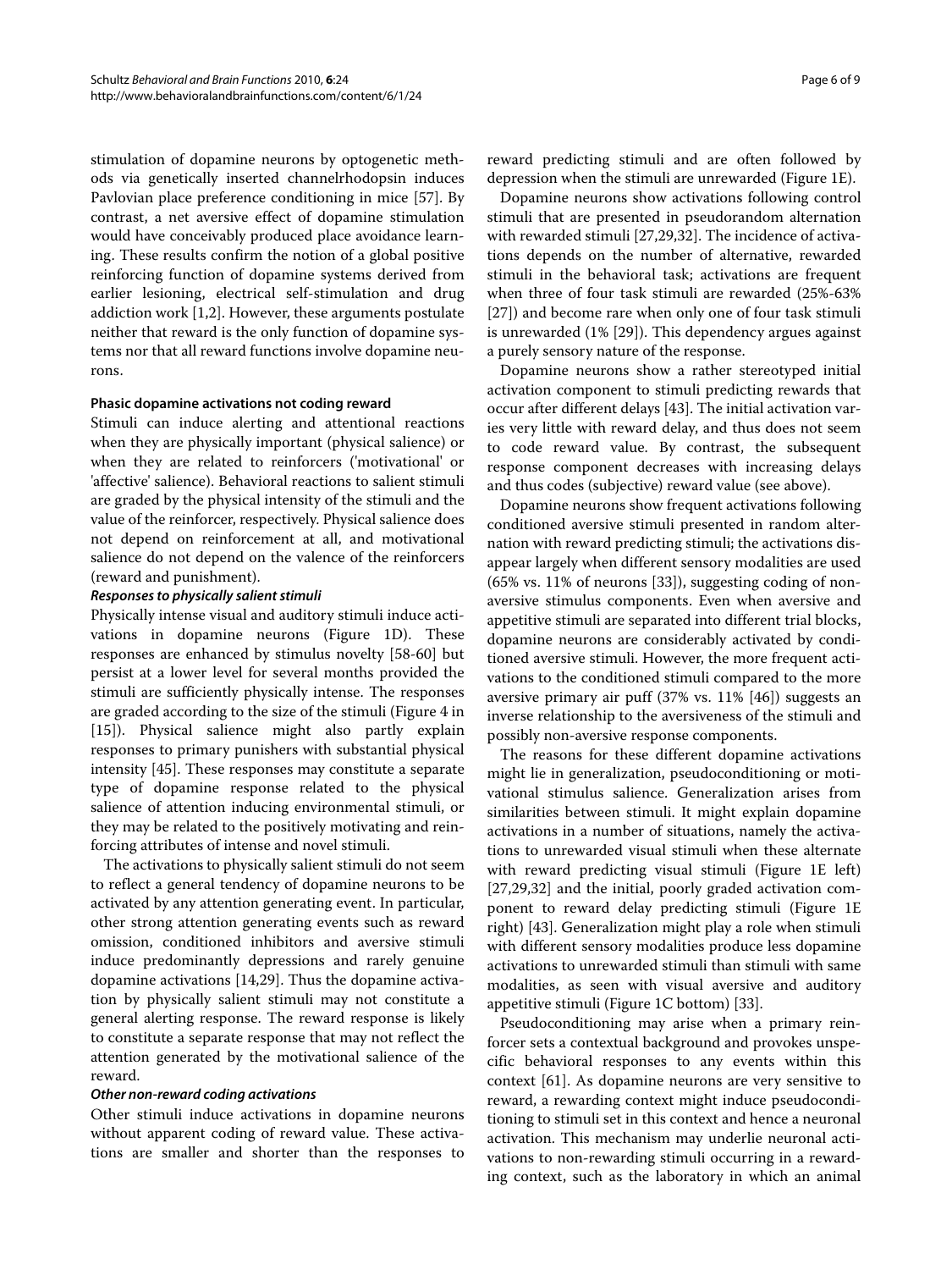stimulation of dopamine neurons by optogenetic methods via genetically inserted channelrhodopsin induces Pavlovian place preference conditioning in mice [57]. By contrast, a net aversive effect of dopamine stimulation would have conceivably produced place avoidance learning. These results confirm the notion of a global positive reinforcing function of dopamine systems derived from earlier lesioning, electrical self-stimulation and drug addiction work [1,2]. However, these arguments postulate neither that reward is the only function of dopamine systems nor that all reward functions involve dopamine neurons.

#### Phasic dopamine activations not coding reward

Stimuli can induce alerting and attentional reactions when they are physically important (physical salience) or when they are related to reinforcers ('motivational' or 'affective' salience). Behavioral reactions to salient stimuli are graded by the physical intensity of the stimuli and the value of the reinforcer, respectively. Physical salience does not depend on reinforcement at all, and motivational salience do not depend on the valence of the reinforcers (reward and punishment).

##### *Responses to physically salient stimuli*

Physically intense visual and auditory stimuli induce activations in dopamine neurons (Figure 1D). These responses are enhanced by stimulus novelty [58-60] but persist at a lower level for several months provided the stimuli are sufficiently physically intense. The responses are graded according to the size of the stimuli (Figure 4 in [15]). Physical salience might also partly explain responses to primary punishers with substantial physical intensity [45]. These responses may constitute a separate type of dopamine response related to the physical salience of attention inducing environmental stimuli, or they may be related to the positively motivating and reinforcing attributes of intense and novel stimuli.

The activations to physically salient stimuli do not seem to reflect a general tendency of dopamine neurons to be activated by any attention generating event. In particular, other strong attention generating events such as reward omission, conditioned inhibitors and aversive stimuli induce predominantly depressions and rarely genuine dopamine activations [14,29]. Thus the dopamine activation by physically salient stimuli may not constitute a general alerting response. The reward response is likely to constitute a separate response that may not reflect the attention generated by the motivational salience of the reward.

##### *Other non-reward coding activations*

Other stimuli induce activations in dopamine neurons without apparent coding of reward value. These activations are smaller and shorter than the responses to reward predicting stimuli and are often followed by depression when the stimuli are unrewarded (Figure 1E).

Dopamine neurons show activations following control stimuli that are presented in pseudorandom alternation with rewarded stimuli [27,29,32]. The incidence of activations depends on the number of alternative, rewarded stimuli in the behavioral task; activations are frequent when three of four task stimuli are rewarded (25%-63% [27]) and become rare when only one of four task stimuli is unrewarded (1% [29]). This dependency argues against a purely sensory nature of the response.

Dopamine neurons show a rather stereotyped initial activation component to stimuli predicting rewards that occur after different delays [43]. The initial activation varies very little with reward delay, and thus does not seem to code reward value. By contrast, the subsequent response component decreases with increasing delays and thus codes (subjective) reward value (see above).

Dopamine neurons show frequent activations following conditioned aversive stimuli presented in random alternation with reward predicting stimuli; the activations disappear largely when different sensory modalities are used (65% vs. 11% of neurons [33]), suggesting coding of non-aversive stimulus components. Even when aversive and appetitive stimuli are separated into different trial blocks, dopamine neurons are considerably activated by conditioned aversive stimuli. However, the more frequent activations to the conditioned stimuli compared to the more aversive primary air puff (37% vs. 11% [46]) suggests an inverse relationship to the aversiveness of the stimuli and possibly non-aversive response components.

The reasons for these different dopamine activations might lie in generalization, pseudoconditioning or motivational stimulus salience. Generalization arises from similarities between stimuli. It might explain dopamine activations in a number of situations, namely the activations to unrewarded visual stimuli when these alternate with reward predicting visual stimuli (Figure 1E left) [27,29,32] and the initial, poorly graded activation component to reward delay predicting stimuli (Figure 1E right) [43]. Generalization might play a role when stimuli with different sensory modalities produce less dopamine activations to unrewarded stimuli than stimuli with same modalities, as seen with visual aversive and auditory appetitive stimuli (Figure 1C bottom) [33].

Pseudoconditioning may arise when a primary reinforcer sets a contextual background and provokes unspecific behavioral responses to any events within this context [61]. As dopamine neurons are very sensitive to reward, a rewarding context might induce pseudoconditioning to stimuli set in this context and hence a neuronal activation. This mechanism may underlie neuronal activations to non-rewarding stimuli occurring in a rewarding context, such as the laboratory in which an animal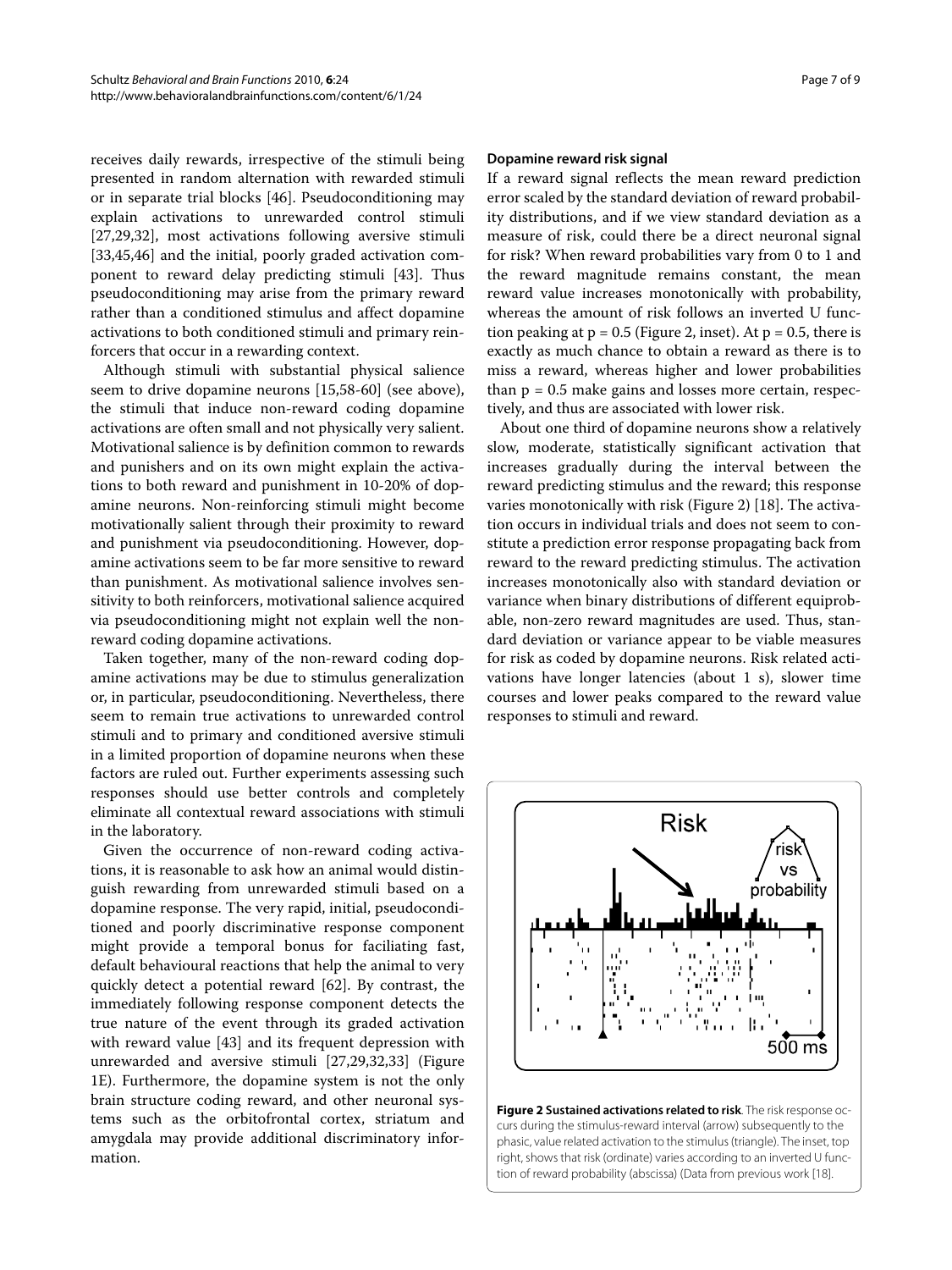receives daily rewards, irrespective of the stimuli being presented in random alternation with rewarded stimuli or in separate trial blocks [46]. Pseudoconditioning may explain activations to unrewarded control stimuli [27,29,32], most activations following aversive stimuli [33,45,46] and the initial, poorly graded activation component to reward delay predicting stimuli [43]. Thus pseudoconditioning may arise from the primary reward rather than a conditioned stimulus and affect dopamine activations to both conditioned stimuli and primary reinforcers that occur in a rewarding context.

Although stimuli with substantial physical salience seem to drive dopamine neurons [15,58-60] (see above), the stimuli that induce non-reward coding dopamine activations are often small and not physically very salient. Motivational salience is by definition common to rewards and punishers and on its own might explain the activations to both reward and punishment in 10-20% of dopamine neurons. Non-reinforcing stimuli might become motivationally salient through their proximity to reward and punishment via pseudoconditioning. However, dopamine activations seem to be far more sensitive to reward than punishment. As motivational salience involves sensitivity to both reinforcers, motivational salience acquired via pseudoconditioning might not explain well the non-reward coding dopamine activations.

Taken together, many of the non-reward coding dopamine activations may be due to stimulus generalization or, in particular, pseudoconditioning. Nevertheless, there seem to remain true activations to unrewarded control stimuli and to primary and conditioned aversive stimuli in a limited proportion of dopamine neurons when these factors are ruled out. Further experiments assessing such responses should use better controls and completely eliminate all contextual reward associations with stimuli in the laboratory.

Given the occurrence of non-reward coding activations, it is reasonable to ask how an animal would distinguish rewarding from unrewarded stimuli based on a dopamine response. The very rapid, initial, pseudoconditioned and poorly discriminative response component might provide a temporal bonus for faciliating fast, default behavioural reactions that help the animal to very quickly detect a potential reward [62]. By contrast, the immediately following response component detects the true nature of the event through its graded activation with reward value [43] and its frequent depression with unrewarded and aversive stimuli [27,29,32,33] (Figure 1E). Furthermore, the dopamine system is not the only brain structure coding reward, and other neuronal systems such as the orbitofrontal cortex, striatum and amygdala may provide additional discriminatory information.

#### Dopamine reward risk signal

If a reward signal reflects the mean reward prediction error scaled by the standard deviation of reward probability distributions, and if we view standard deviation as a measure of risk, could there be a direct neuronal signal for risk? When reward probabilities vary from 0 to 1 and the reward magnitude remains constant, the mean reward value increases monotonically with probability, whereas the amount of risk follows an inverted U function peaking at $p = 0.5$ (Figure 2, inset). At $p = 0.5$, there is exactly as much chance to obtain a reward as there is to miss a reward, whereas higher and lower probabilities than $p = 0.5$ make gains and losses more certain, respectively, and thus are associated with lower risk.

About one third of dopamine neurons show a relatively slow, moderate, statistically significant activation that increases gradually during the interval between the reward predicting stimulus and the reward; this response varies monotonically with risk (Figure 2) [18]. The activation occurs in individual trials and does not seem to constitute a prediction error response propagating back from reward to the reward predicting stimulus. The activation increases monotonically also with standard deviation or variance when binary distributions of different equiprobable, non-zero reward magnitudes are used. Thus, standard deviation or variance appear to be viable measures for risk as coded by dopamine neurons. Risk related activations have longer latencies (about 1 s), slower time courses and lower peaks compared to the reward value responses to stimuli and reward.

**Figure 2 Sustained activations related to risk**. The risk response occurs during the stimulus-reward interval (arrow) subsequently to the phasic, value related activation to the stimulus (triangle). The inset, top right, shows that risk (ordinate) varies according to an inverted U function of reward probability (abscissa) (Data from previous work [18].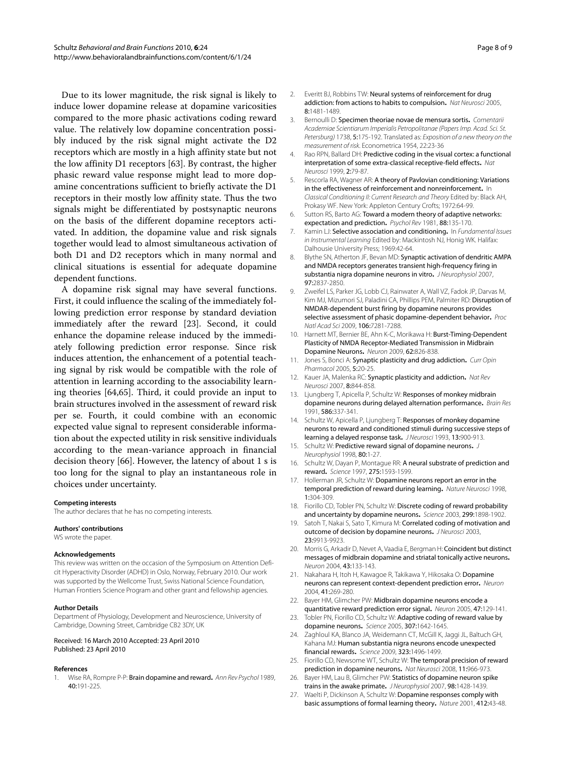Due to its lower magnitude, the risk signal is likely to induce lower dopamine release at dopamine varicosities compared to the more phasic activations coding reward value. The relatively low dopamine concentration possibly induced by the risk signal might activate the D2 receptors which are mostly in a high affinity state but not the low affinity D1 receptors [63]. By contrast, the higher phasic reward value response might lead to more dopamine concentrations sufficient to briefly activate the D1 receptors in their mostly low affinity state. Thus the two signals might be differentiated by postsynaptic neurons on the basis of the different dopamine receptors activated. In addition, the dopamine value and risk signals together would lead to almost simultaneous activation of both D1 and D2 receptors which in many normal and clinical situations is essential for adequate dopamine dependent functions.

A dopamine risk signal may have several functions. First, it could influence the scaling of the immediately following prediction error response by standard deviation immediately after the reward [23]. Second, it could enhance the dopamine release induced by the immediately following prediction error response. Since risk induces attention, the enhancement of a potential teaching signal by risk would be compatible with the role of attention in learning according to the associability learning theories [64,65]. Third, it could provide an input to brain structures involved in the assessment of reward risk per se. Fourth, it could combine with an economic expected value signal to represent considerable information about the expected utility in risk sensitive individuals according to the mean-variance approach in financial decision theory [66]. However, the latency of about 1 s is too long for the signal to play an instantaneous role in choices under uncertainty.

#### Competing interests

The author declares that he has no competing interests.

#### Authors' contributions

WS wrote the paper.

#### Acknowledgements

This review was written on the occasion of the Symposium on Attention Deficit Hyperactivity Disorder (ADHD) in Oslo, Norway, February 2010. Our work was supported by the Wellcome Trust, Swiss National Science Foundation, Human Frontiers Science Program and other grant and fellowship agencies.

#### Author Details

Department of Physiology, Development and Neuroscience, University of Cambridge, Downing Street, Cambridge CB2 3DY, UK

Received: 16 March 2010 Accepted: 23 April 2010
Published: 23 April 2010

#### References

1. Wise RA, Rompre P-P: **Brain dopamine and reward.** *Ann Rev Psychol* 1989, **40:**191-225.
2. Everitt BJ, Robbins TW: **Neural systems of reinforcement for drug addiction: from actions to habits to compulsion.** *Nat Neurosci* 2005, **8:**1481-1489.
3. Bernoulli D: **Specimen theoriae novae de mensura sortis.** *Comentarii Academiae Scientiarum Imperialis Petropolitanae (Papers Imp. Acad. Sci. St. Petersburg)* 1738, **5:**175-192. Translated as: *Exposition of a new theory on the measurement of risk*. Econometrica 1954, 22:23-36
4. Rao RPN, Ballard DH: **Predictive coding in the visual cortex: a functional interpretation of some extra-classical receptive-field effects.** *Nat Neurosci* 1999, **2:**79-87.
5. Rescorla RA, Wagner AR: **A theory of Pavlovian conditioning: Variations in the effectiveness of reinforcement and nonreinforcement.** In *Classical Conditioning II: Current Research and Theory* Edited by: Black AH, Prokasy WF. New York: Appleton Century Crofts; 1972:64-99.
6. Sutton RS, Barto AG: **Toward a modern theory of adaptive networks: expectation and prediction.** *Psychol Rev* 1981, **88:**135-170.
7. Kamin LJ: **Selective association and conditioning.** In *Fundamental Issues in Instrumental Learning* Edited by: Mackintosh NJ, Honig WK. Halifax: Dalhousie University Press; 1969:42-64.
8. Blythe SN, Atherton JF, Bevan MD: **Synaptic activation of dendritic AMPA and NMDA receptors generates transient high-frequency firing in substantia nigra dopamine neurons in vitro.** *J Neurophysiol* 2007, **97:**2837-2850.
9. Zweifel LS, Parker JG, Lobb CJ, Rainwater A, Wall VZ, Fadok JP, Darvas M, Kim MJ, Mizumori SJ, Paladini CA, Phillips PEM, Palmiter RD: **Disruption of NMDAR-dependent burst firing by dopamine neurons provides selective assessment of phasic dopamine-dependent behavior.** *Proc Natl Acad Sci* 2009, **106:**7281-7288.
10. Harnett MT, Bernier BE, Ahn K-C, Morikawa H: **Burst-Timing-Dependent Plasticity of NMDA Receptor-Mediated Transmission in Midbrain Dopamine Neurons.** *Neuron* 2009, **62:**826-838.
11. Jones S, Bonci A: **Synaptic plasticity and drug addiction.** *Curr Opin Pharmacol* 2005, **5:**20-25.
12. Kauer JA, Malenka RC: **Synaptic plasticity and addiction.** *Nat Rev Neurosci* 2007, **8:**844-858.
13. Ljungberg T, Apicella P, Schultz W: **Responses of monkey midbrain dopamine neurons during delayed alternation performance.** *Brain Res* 1991, **586:**337-341.
14. Schultz W, Apicella P, Ljungberg T: **Responses of monkey dopamine neurons to reward and conditioned stimuli during successive steps of learning a delayed response task.** *J Neurosci* 1993, **13:**900-913.
15. Schultz W: **Predictive reward signal of dopamine neurons.** *J Neurophysiol* 1998, **80:**1-27.
16. Schultz W, Dayan P, Montague RR: **A neural substrate of prediction and reward.** *Science* 1997, **275:**1593-1599.
17. Hollerman JR, Schultz W: **Dopamine neurons report an error in the temporal prediction of reward during learning.** *Nature Neurosci* 1998, **1:**304-309.
18. Fiorillo CD, Tobler PN, Schultz W: **Discrete coding of reward probability and uncertainty by dopamine neurons.** *Science* 2003, **299:**1898-1902.
19. Satoh T, Nakai S, Sato T, Kimura M: **Correlated coding of motivation and outcome of decision by dopamine neurons.** *J Neurosci* 2003, **23:**9913-9923.
20. Morris G, Arkadir D, Nevet A, Vaadia E, Bergman H: **Coincident but distinct messages of midbrain dopamine and striatal tonically active neurons.** *Neuron* 2004, **43:**133-143.
21. Nakahara H, Itoh H, Kawagoe R, Takikawa Y, Hikosaka O: **Dopamine neurons can represent context-dependent prediction error.** *Neuron* 2004, **41:**269-280.
22. Bayer HM, Glimcher PW: **Midbrain dopamine neurons encode a quantitative reward prediction error signal.** *Neuron* 2005, **47:**129-141.
23. Tobler PN, Fiorillo CD, Schultz W: **Adaptive coding of reward value by dopamine neurons.** *Science* 2005, **307:**1642-1645.
24. Zaghloul KA, Blanco JA, Weidemann CT, McGill K, Jaggi JL, Baltuch GH, Kahana MJ: **Human substantia nigra neurons encode unexpected financial rewards.** *Science* 2009, **323:**1496-1499.
25. Fiorillo CD, Newsome WT, Schultz W: **The temporal precision of reward prediction in dopamine neurons.** *Nat Neurosci* 2008, **11:**966-973.
26. Bayer HM, Lau B, Glimcher PW: **Statistics of dopamine neuron spike trains in the awake primate.** *J Neurophysiol* 2007, **98:**1428-1439.
27. Waelti P, Dickinson A, Schultz W: **Dopamine responses comply with basic assumptions of formal learning theory.** *Nature* 2001, **412:**43-48.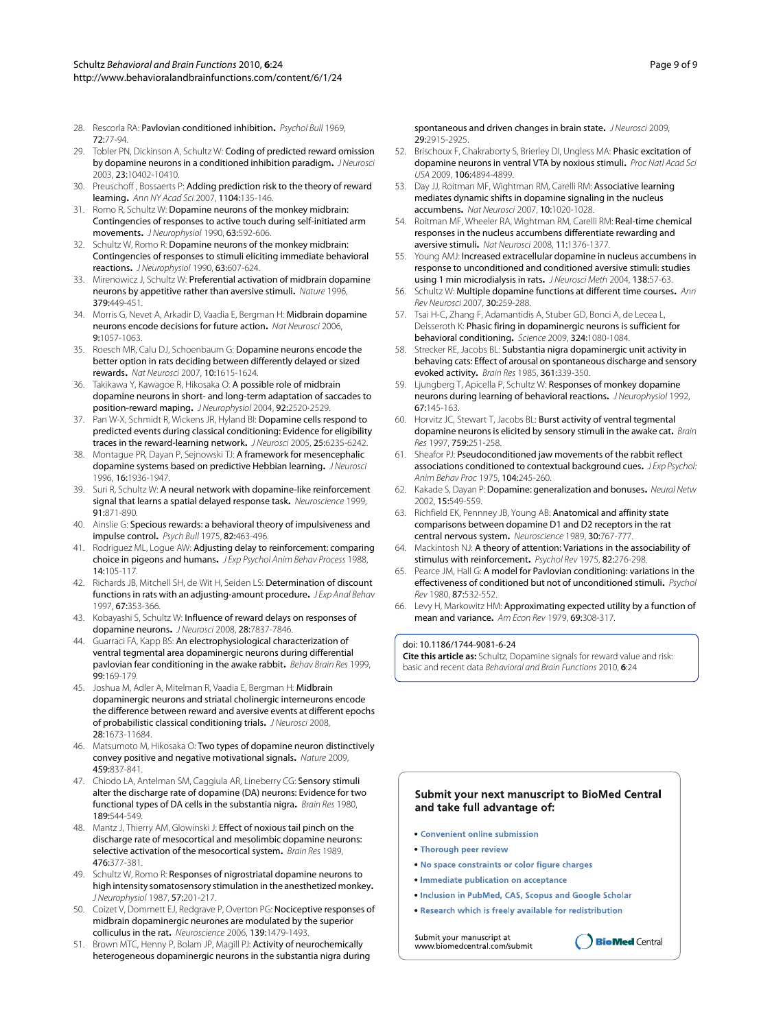28. Rescorla RA: **Pavlovian conditioned inhibition.** *Psychol Bull* 1969, **72**:77-94.
29. Tobler PN, Dickinson A, Schultz W: **Coding of predicted reward omission by dopamine neurons in a conditioned inhibition paradigm.** *J Neurosci* 2003, **23**:10402-10410.
30. Preuschoff , Bossaerts P: **Adding prediction risk to the theory of reward learning.** *Ann NY Acad Sci* 2007, **1104**:135-146.
31. Romo R, Schultz W: **Dopamine neurons of the monkey midbrain: Contingencies of responses to active touch during self-initiated arm movements.** *J Neurophysiol* 1990, **63**:592-606.
32. Schultz W, Romo R: **Dopamine neurons of the monkey midbrain: Contingencies of responses to stimuli eliciting immediate behavioral reactions.** *J Neurophysiol* 1990, **63**:607-624.
33. Mirenowicz J, Schultz W: **Preferential activation of midbrain dopamine neurons by appetitive rather than aversive stimuli.** *Nature* 1996, **379**:449-451.
34. Morris G, Nevet A, Arkadir D, Vaadia E, Bergman H: **Midbrain dopamine neurons encode decisions for future action.** *Nat Neurosci* 2006, **9**:1057-1063.
35. Roesch MR, Calu DJ, Schoenbaum G: **Dopamine neurons encode the better option in rats deciding between differently delayed or sized rewards.** *Nat Neurosci* 2007, **10**:1615-1624.
36. Takikawa Y, Kawagoe R, Hikosaka O: **A possible role of midbrain dopamine neurons in short- and long-term adaptation of saccades to position-reward maping.** *J Neurophysiol* 2004, **92**:2520-2529.
37. Pan W-X, Schmidt R, Wickens JR, Hyland BI: **Dopamine cells respond to predicted events during classical conditioning: Evidence for eligibility traces in the reward-learning network.** *J Neurosci* 2005, **25**:6235-6242.
38. Montague PR, Dayan P, Sejnowski TJ: **A framework for mesencephalic dopamine systems based on predictive Hebbian learning.** *J Neurosci* 1996, **16**:1936-1947.
39. Suri R, Schultz W: **A neural network with dopamine-like reinforcement signal that learns a spatial delayed response task.** *Neuroscience* 1999, **91**:871-890.
40. Ainslie G: **Specious rewards: a behavioral theory of impulsiveness and impulse control.** *Psych Bull* 1975, **82**:463-496.
41. Rodriguez ML, Logue AW: **Adjusting delay to reinforcement: comparing choice in pigeons and humans.** *J Exp Psychol Anim Behav Process* 1988, **14**:105-117.
42. Richards JB, Mitchell SH, de Wit H, Seiden LS: **Determination of discount functions in rats with an adjusting-amount procedure.** *J Exp Anal Behav* 1997, **67**:353-366.
43. Kobayashi S, Schultz W: **Influence of reward delays on responses of dopamine neurons.** *J Neurosci* 2008, **28**:7837-7846.
44. Guarraci FA, Kapp BS: **An electrophysiological characterization of ventral tegmental area dopaminergic neurons during differential pavlovian fear conditioning in the awake rabbit.** *Behav Brain Res* 1999, **99**:169-179.
45. Joshua M, Adler A, Mitelman R, Vaadia E, Bergman H: **Midbrain dopaminergic neurons and striatal cholinergic interneurons encode the difference between reward and aversive events at different epochs of probabilistic classical conditioning trials.** *J Neurosci* 2008, **28**:1673-11684.
46. Matsumoto M, Hikosaka O: **Two types of dopamine neuron distinctively convey positive and negative motivational signals.** *Nature* 2009, **459**:837-841.
47. Chiodo LA, Antelman SM, Caggiula AR, Lineberry CG: **Sensory stimuli alter the discharge rate of dopamine (DA) neurons: Evidence for two functional types of DA cells in the substantia nigra.** *Brain Res* 1980, **189**:544-549.
48. Mantz J, Thierry AM, Glowinski J: **Effect of noxious tail pinch on the discharge rate of mesocortical and mesolimbic dopamine neurons: selective activation of the mesocortical system.** *Brain Res* 1989, **476**:377-381.
49. Schultz W, Romo R: **Responses of nigrostriatal dopamine neurons to high intensity somatosensory stimulation in the anesthetized monkey.** *J Neurophysiol* 1987, **57**:201-217.
50. Coizet V, Dommett EJ, Redgrave P, Overton PG: **Nociceptive responses of midbrain dopaminergic neurones are modulated by the superior colliculus in the rat.** *Neuroscience* 2006, **139**:1479-1493.
51. Brown MTC, Henny P, Bolam JP, Magill PJ: **Activity of neurochemically heterogeneous dopaminergic neurons in the substantia nigra during spontaneous and driven changes in brain state.** *J Neurosci* 2009, **29**:2915-2925.
52. Brischoux F, Chakraborty S, Brierley DI, Ungless MA: **Phasic excitation of dopamine neurons in ventral VTA by noxious stimuli.** *Proc Natl Acad Sci USA* 2009, **106**:4894-4899.
53. Day JJ, Roitman MF, Wightman RM, Carelli RM: **Associative learning mediates dynamic shifts in dopamine signaling in the nucleus accumbens.** *Nat Neurosci* 2007, **10**:1020-1028.
54. Roitman MF, Wheeler RA, Wightman RM, Carelli RM: **Real-time chemical responses in the nucleus accumbens differentiate rewarding and aversive stimuli.** *Nat Neurosci* 2008, **11**:1376-1377.
55. Young AMJ: **Increased extracellular dopamine in nucleus accumbens in response to unconditioned and conditioned aversive stimuli: studies using 1 min microdialysis in rats.** *J Neurosci Meth* 2004, **138**:57-63.
56. Schultz W: **Multiple dopamine functions at different time courses.** *Ann Rev Neurosci* 2007, **30**:259-288.
57. Tsai H-C, Zhang F, Adamantidis A, Stuber GD, Bonci A, de Lecea L, Deisseroth K: **Phasic firing in dopaminergic neurons is sufficient for behavioral conditioning.** *Science* 2009, **324**:1080-1084.
58. Strecker RE, Jacobs BL: **Substantia nigra dopaminergic unit activity in behaving cats: Effect of arousal on spontaneous discharge and sensory evoked activity.** *Brain Res* 1985, **361**:339-350.
59. Ljungberg T, Apicella P, Schultz W: **Responses of monkey dopamine neurons during learning of behavioral reactions.** *J Neurophysiol* 1992, **67**:145-163.
60. Horvitz JC, Stewart T, Jacobs BL: **Burst activity of ventral tegmental dopamine neurons is elicited by sensory stimuli in the awake cat.** *Brain Res* 1997, **759**:251-258.
61. Sheafor PJ: **Pseudoconditioned jaw movements of the rabbit reflect associations conditioned to contextual background cues.** *J Exp Psychol: Anim Behav Proc* 1975, **104**:245-260.
62. Kakade S, Dayan P: **Dopamine: generalization and bonuses.** *Neural Netw* 2002, **15**:549-559.
63. Richfield EK, Pennney JB, Young AB: **Anatomical and affinity state comparisons between dopamine D1 and D2 receptors in the rat central nervous system.** *Neuroscience* 1989, **30**:767-777.
64. Mackintosh NJ: **A theory of attention: Variations in the associability of stimulus with reinforcement.** *Psychol Rev* 1975, **82**:276-298.
65. Pearce JM, Hall G: **A model for Pavlovian conditioning: variations in the effectiveness of conditioned but not of unconditioned stimuli.** *Psychol Rev* 1980, **87**:532-552.
66. Levy H, Markowitz HM: **Approximating expected utility by a function of mean and variance.** *Am Econ Rev* 1979, **69**:308-317.

doi: 10.1186/1744-9081-6-24

**Cite this article as:** Schultz, Dopamine signals for reward value and risk: basic and recent data *Behavioral and Brain Functions* 2010, **6**:24

**Submit your next manuscript to BioMed Central and take full advantage of:**

- Convenient online submission
- Thorough peer review
- No space constraints or color figure charges
- Immediate publication on acceptance
- Inclusion in PubMed, CAS, Scopus and Google Scholar
- Research which is freely available for redistribution

Submit your manuscript at www.biomedcentral.com/submit

BioMed Central